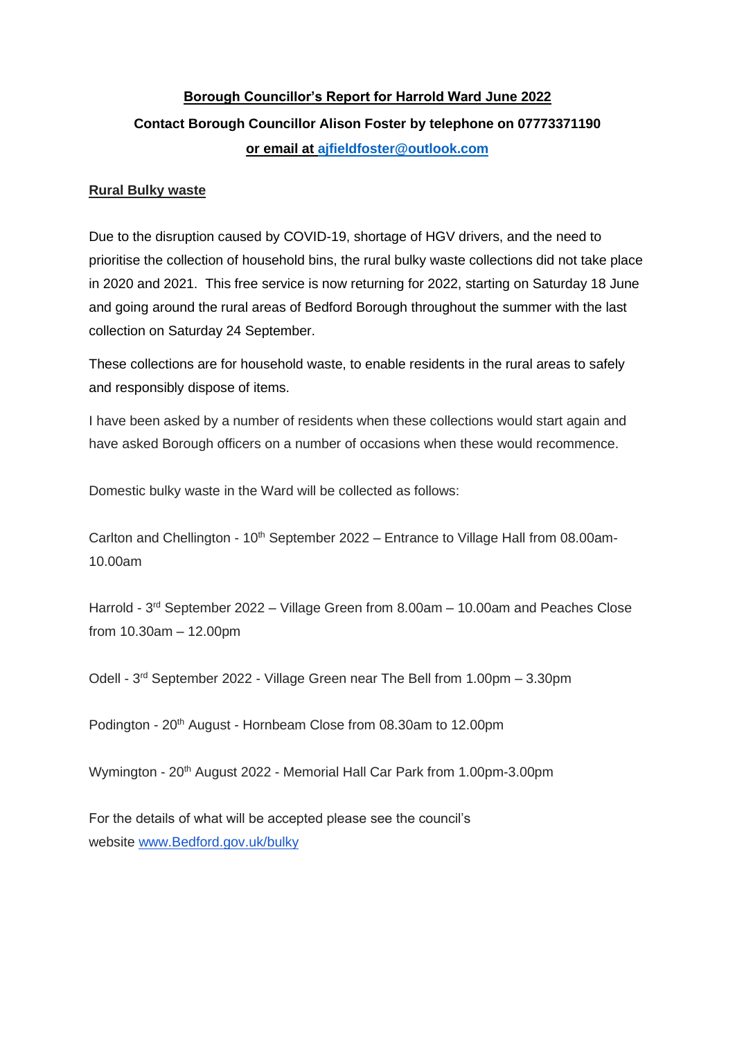**Borough Councillor's Report for Harrold Ward June 2022**

**Contact Borough Councillor Alison Foster by telephone on 07773371190**

**or email at ajfieldfoster@outlook.com**

**Rural Bulky waste**

Due to the disruption caused by COVID-19, shortage of HGV drivers, and the need to prioritise the collection of household bins, the rural bulky waste collections did not take place in 2020 and 2021. This free service is now returning for 2022, starting on Saturday 18 June and going around the rural areas of Bedford Borough throughout the summer with the last collection on Saturday 24 September.

These collections are for household waste, to enable residents in the rural areas to safely and responsibly dispose of items.

I have been asked by a number of residents when these collections would start again and have asked Borough officers on a number of occasions when these would recommence.

Domestic bulky waste in the Ward will be collected as follows:

Carlton and Chellington - 10th September 2022 – Entrance to Village Hall from 08.00am-10.00am

Harrold - 3rd September 2022 – Village Green from 8.00am – 10.00am and Peaches Close from 10.30am – 12.00pm

Odell - 3rd September 2022 - Village Green near The Bell from 1.00pm – 3.30pm

Podington - 20th August - Hornbeam Close from 08.30am to 12.00pm

Wymington - 20th August 2022 - Memorial Hall Car Park from 1.00pm-3.00pm

For the details of what will be accepted please see the council's website www.Bedford.gov.uk/bulky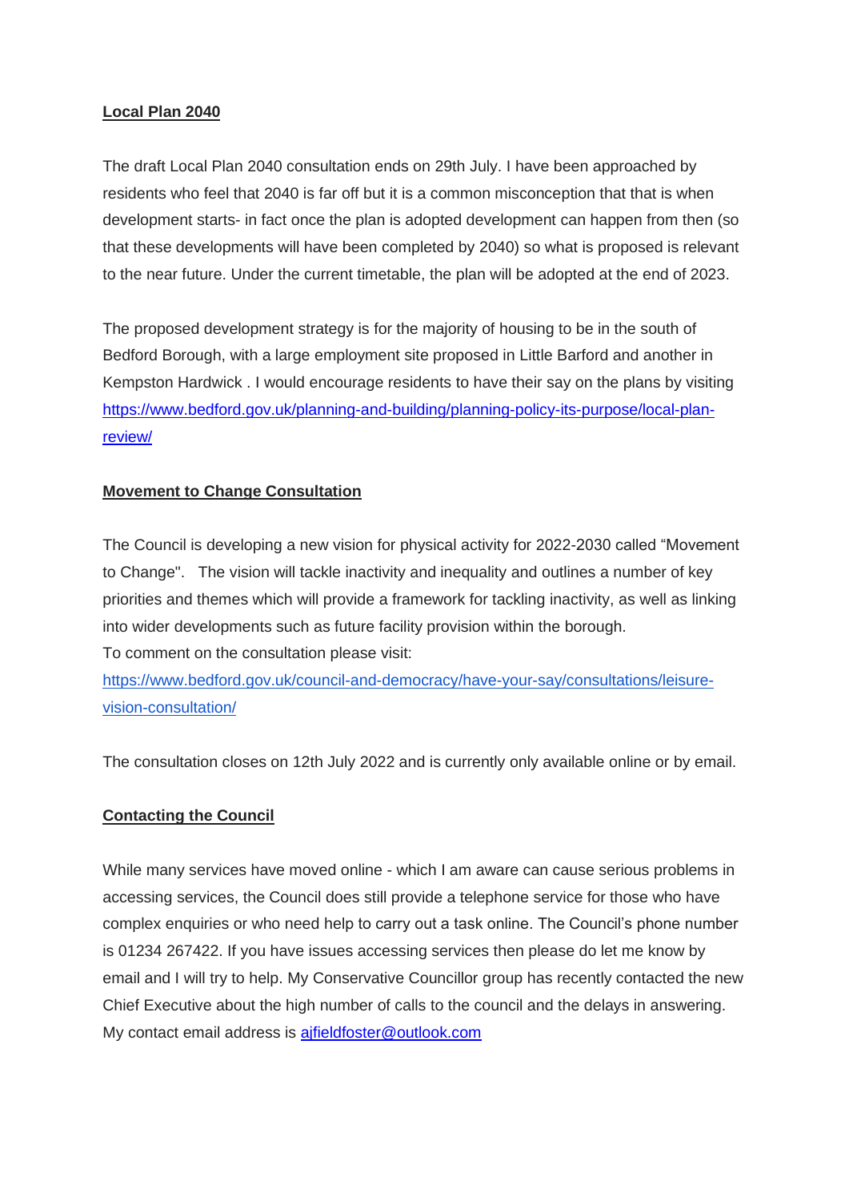**Local Plan 2040**

The draft Local Plan 2040 consultation ends on 29th July. I have been approached by residents who feel that 2040 is far off but it is a common misconception that that is when development starts- in fact once the plan is adopted development can happen from then (so that these developments will have been completed by 2040) so what is proposed is relevant to the near future. Under the current timetable, the plan will be adopted at the end of 2023.

The proposed development strategy is for the majority of housing to be in the south of Bedford Borough, with a large employment site proposed in Little Barford and another in Kempston Hardwick . I would encourage residents to have their say on the plans by visiting [https://www.bedford.gov.uk/planning-and-building/planning-policy-its-purpose/local-plan-review/](https://www.bedford.gov.uk/planning-and-building/planning-policy-its-purpose/local-plan-review/)

**Movement to Change Consultation**

The Council is developing a new vision for physical activity for 2022-2030 called "Movement to Change". The vision will tackle inactivity and inequality and outlines a number of key priorities and themes which will provide a framework for tackling inactivity, as well as linking into wider developments such as future facility provision within the borough.
To comment on the consultation please visit:
[https://www.bedford.gov.uk/council-and-democracy/have-your-say/consultations/leisure-vision-consultation/](https://www.bedford.gov.uk/council-and-democracy/have-your-say/consultations/leisure-vision-consultation/)

The consultation closes on 12th July 2022 and is currently only available online or by email.

**Contacting the Council**

While many services have moved online - which I am aware can cause serious problems in accessing services, the Council does still provide a telephone service for those who have complex enquiries or who need help to carry out a task online. The Council's phone number is 01234 267422. If you have issues accessing services then please do let me know by email and I will try to help. My Conservative Councillor group has recently contacted the new Chief Executive about the high number of calls to the council and the delays in answering. My contact email address is [ajfieldfoster@outlook.com](mailto:ajfieldfoster@outlook.com)